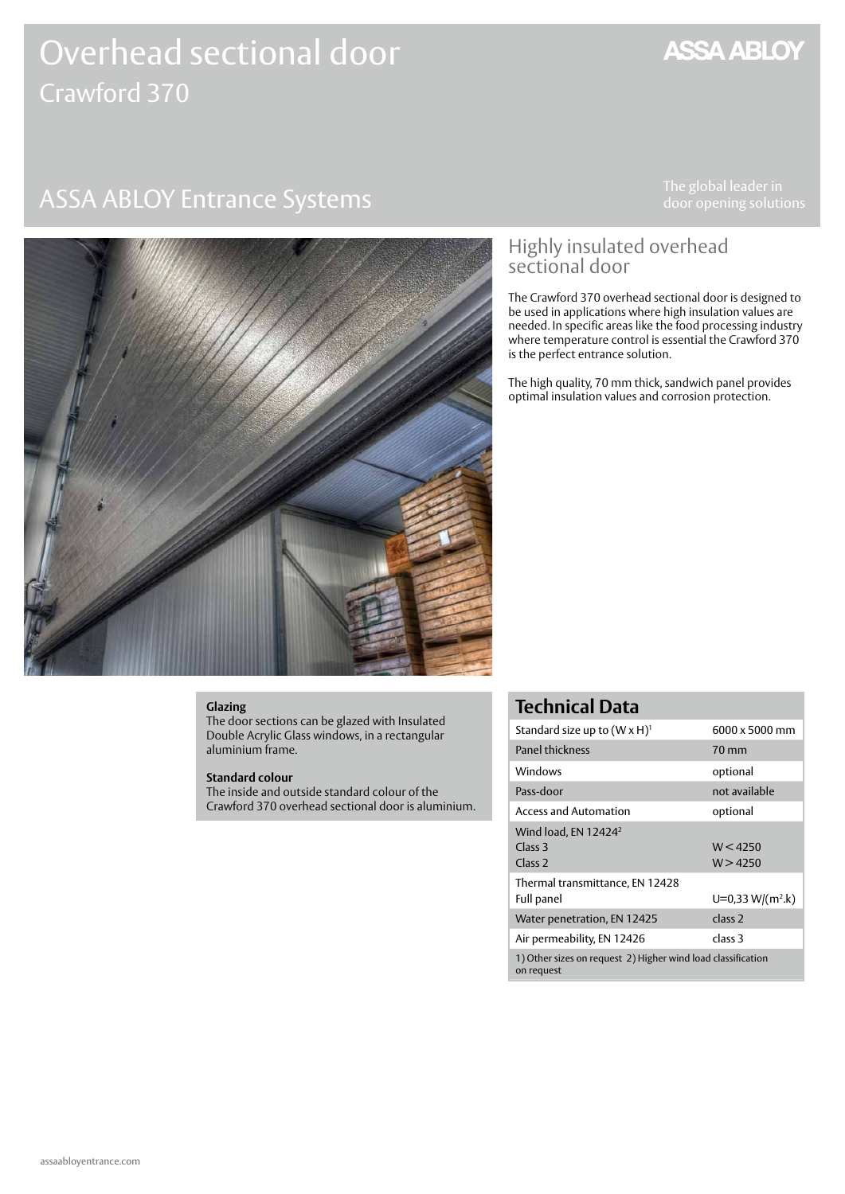# Overhead sectional door

## Crawford 370

ASSA ABLOY

## ASSA ABLOY Entrance Systems

The global leader in door opening solutions

## Highly insulated overhead sectional door

The Crawford 370 overhead sectional door is designed to be used in applications where high insulation values are needed. In specific areas like the food processing industry where temperature control is essential the Crawford 370 is the perfect entrance solution.

The high quality, 70 mm thick, sandwich panel provides optimal insulation values and corrosion protection.

**Glazing**
The door sections can be glazed with Insulated Double Acrylic Glass windows, in a rectangular aluminium frame.

**Standard colour**
The inside and outside standard colour of the Crawford 370 overhead sectional door is aluminium.

## Technical Data

| | |
|---|---|
| Standard size up to (W x H)[1] | 6000 x 5000 mm |
| Panel thickness | 70 mm |
| Windows | optional |
| Pass-door | not available |
| Access and Automation | optional |
| Wind load, EN 12424[2]<br>Class 3<br>Class 2 | <br>W < 4250<br>W > 4250 |
| Thermal transmittance, EN 12428<br>Full panel | <br>U=0,33 W/(m$^2$.k) |
| Water penetration, EN 12425 | class 2 |
| Air permeability, EN 12426 | class 3 |

1) Other sizes on request 2) Higher wind load classification on request

assaabloyentrance.com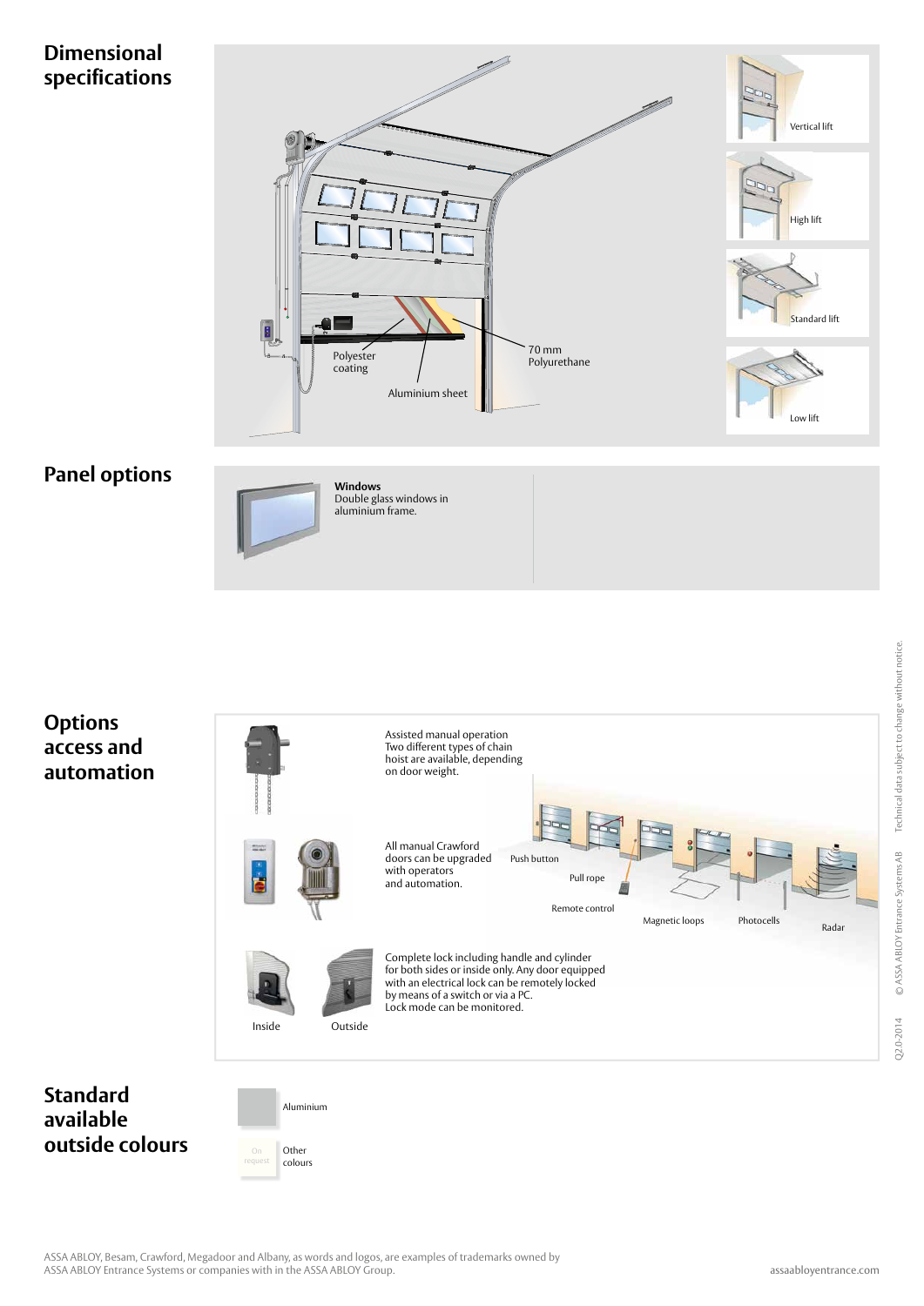## Dimensional specifications

Polyester coating

Aluminium sheet

70 mm Polyurethane

Vertical lift

High lift

Standard lift

Low lift

## Panel options

**Windows**
Double glass windows in aluminium frame.

## Options access and automation

Assisted manual operation
Two different types of chain hoist are available, depending on door weight.

All manual Crawford doors can be upgraded with operators and automation.

Push button

Pull rope

Remote control

Magnetic loops

Photocells

Radar

Complete lock including handle and cylinder for both sides or inside only. Any door equipped with an electrical lock can be remotely locked by means of a switch or via a PC.
Lock mode can be monitored.

Inside

Outside

## Standard available outside colours

Aluminium

On request

Other colours

Technical data subject to change without notice. © ASSA ABLOY Entrance Systems AB Q2.0-2014

ASSA ABLOY, Besam, Crawford, Megadoor and Albany, as words and logos, are examples of trademarks owned by ASSA ABLOY Entrance Systems or companies with in the ASSA ABLOY Group.

assaabloyentrance.com